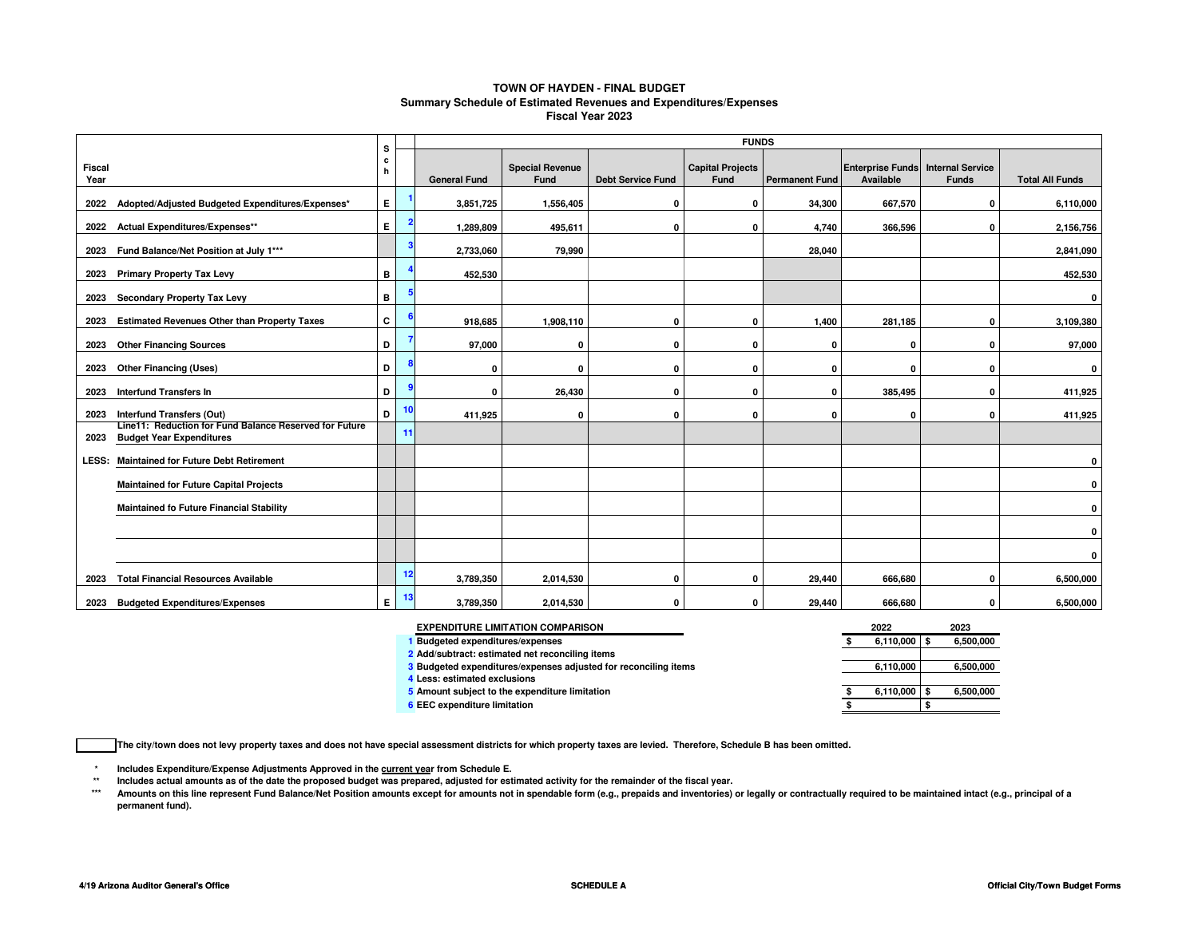# TOWN OF HAYDEN - FINAL BUDGET
## Summary Schedule of Estimated Revenues and Expenditures/Expenses
### Fiscal Year 2023

| Fiscal Year | | Sch | | General Fund | Special Revenue Fund | Debt Service Fund | Capital Projects Fund | Permanent Fund | Enterprise Funds Available | Internal Service Funds | Total All Funds |
|---|---|---|---|---|---|---|---|---|---|---|---|
| | | | | FUNDS | | | | | | | |
| 2022 | Adopted/Adjusted Budgeted Expenditures/Expenses* | E | 1 | 3,851,725 | 1,556,405 | 0 | 0 | 34,300 | 667,570 | 0 | 6,110,000 |
| 2022 | Actual Expenditures/Expenses** | E | 2 | 1,289,809 | 495,611 | 0 | 0 | 4,740 | 366,596 | 0 | 2,156,756 |
| 2023 | Fund Balance/Net Position at July 1*** | | 3 | 2,733,060 | 79,990 | | | 28,040 | | | 2,841,090 |
| 2023 | Primary Property Tax Levy | B | 4 | 452,530 | | | | | | | 452,530 |
| 2023 | Secondary Property Tax Levy | B | 5 | | | | | | | | 0 |
| 2023 | Estimated Revenues Other than Property Taxes | C | 6 | 918,685 | 1,908,110 | 0 | 0 | 1,400 | 281,185 | 0 | 3,109,380 |
| 2023 | Other Financing Sources | D | 7 | 97,000 | 0 | 0 | 0 | 0 | 0 | 0 | 97,000 |
| 2023 | Other Financing (Uses) | D | 8 | 0 | 0 | 0 | 0 | 0 | 0 | 0 | 0 |
| 2023 | Interfund Transfers In | D | 9 | 0 | 26,430 | 0 | 0 | 0 | 385,495 | 0 | 411,925 |
| 2023 | Interfund Transfers (Out) | D | 10 | 411,925 | 0 | 0 | 0 | 0 | 0 | 0 | 411,925 |
| 2023 | Line11: Reduction for Fund Balance Reserved for Future Budget Year Expenditures | | 11 | | | | | | | | |
| LESS: | Maintained for Future Debt Retirement | | | | | | | | | | 0 |
| | Maintained for Future Capital Projects | | | | | | | | | | 0 |
| | Maintained fo Future Financial Stability | | | | | | | | | | 0 |
| | | | | | | | | | | | 0 |
| | | | | | | | | | | | 0 |
| 2023 | Total Financial Resources Available | | 12 | 3,789,350 | 2,014,530 | 0 | 0 | 29,440 | 666,680 | 0 | 6,500,000 |
| 2023 | Budgeted Expenditures/Expenses | E | 13 | 3,789,350 | 2,014,530 | 0 | 0 | 29,440 | 666,680 | 0 | 6,500,000 |

| | EXPENDITURE LIMITATION COMPARISON | 2022 | 2023 |
|---|---|---|---|
| 1 | Budgeted expenditures/expenses | $ 6,110,000 | $ 6,500,000 |
| 2 | Add/subtract: estimated net reconciling items | | |
| 3 | Budgeted expenditures/expenses adjusted for reconciling items | 6,110,000 | 6,500,000 |
| 4 | Less: estimated exclusions | | |
| 5 | Amount subject to the expenditure limitation | $ 6,110,000 | $ 6,500,000 |
| 6 | EEC expenditure limitation | $ | $ |

☐ The city/town does not levy property taxes and does not have special assessment districts for which property taxes are levied. Therefore, Schedule B has been omitted.

\* Includes Expenditure/Expense Adjustments Approved in the current year from Schedule E.

\*\* Includes actual amounts as of the date the proposed budget was prepared, adjusted for estimated activity for the remainder of the fiscal year.

\*\*\* Amounts on this line represent Fund Balance/Net Position amounts except for amounts not in spendable form (e.g., prepaids and inventories) or legally or contractually required to be maintained intact (e.g., principal of a permanent fund).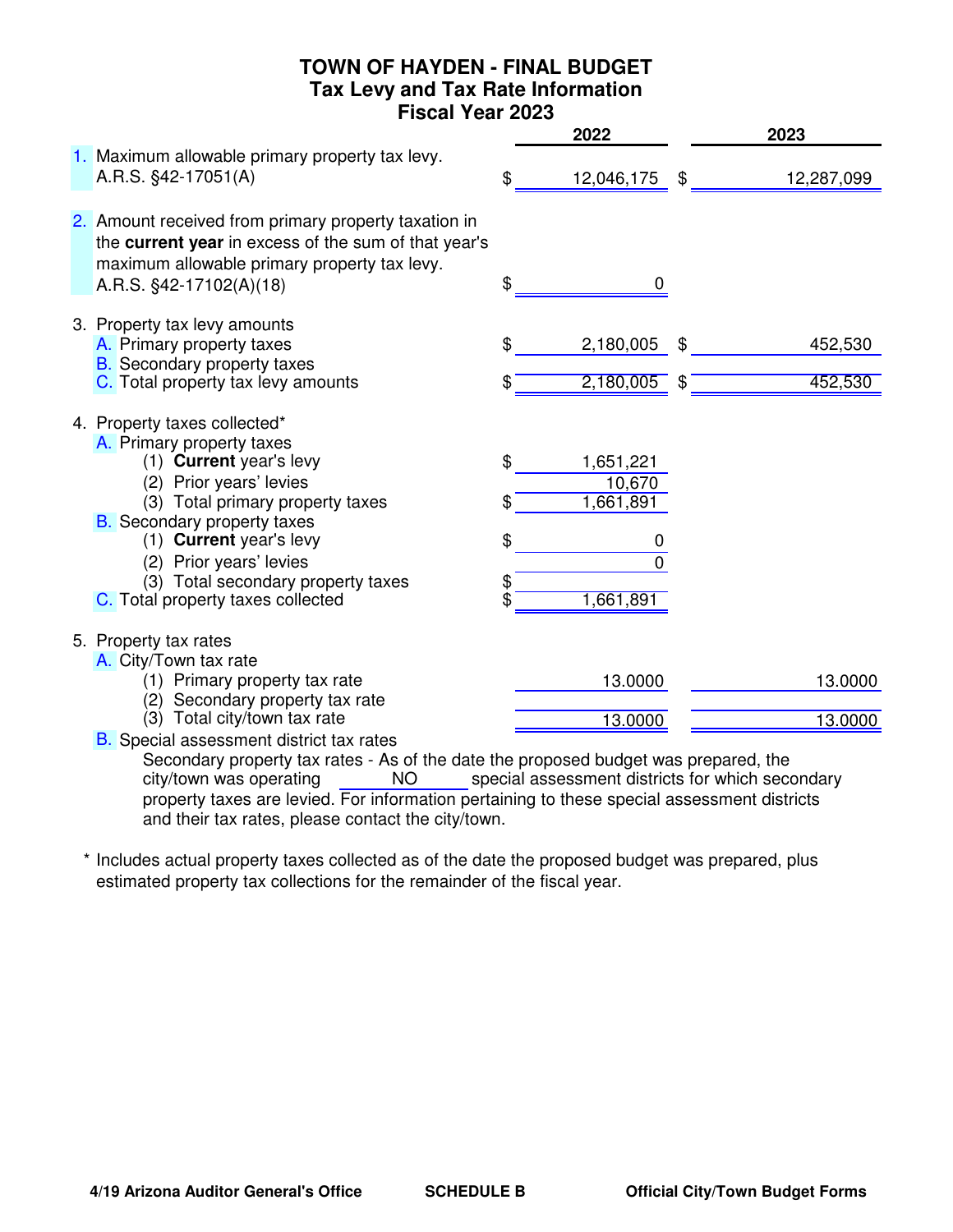# TOWN OF HAYDEN - FINAL BUDGET
## Tax Levy and Tax Rate Information
## Fiscal Year 2023

| | 2022 | 2023 |
|---|---|---|
| 1. Maximum allowable primary property tax levy. A.R.S. §42-17051(A) | $ 12,046,175 | $ 12,287,099 |
| 2. Amount received from primary property taxation in the **current year** in excess of the sum of that year's maximum allowable primary property tax levy. A.R.S. §42-17102(A)(18) | $ 0 | |
| 3. Property tax levy amounts | | |
| A. Primary property taxes | $ 2,180,005 | $ 452,530 |
| B. Secondary property taxes | | |
| C. Total property tax levy amounts | $ 2,180,005 | $ 452,530 |
| 4. Property taxes collected* | | |
| A. Primary property taxes | | |
| (1) **Current** year's levy | $ 1,651,221 | |
| (2) Prior years' levies | 10,670 | |
| (3) Total primary property taxes | $ 1,661,891 | |
| B. Secondary property taxes | | |
| (1) **Current** year's levy | $ 0 | |
| (2) Prior years' levies | 0 | |
| (3) Total secondary property taxes | $ | |
| C. Total property taxes collected | $ 1,661,891 | |
| 5. Property tax rates | | |
| A. City/Town tax rate | | |
| (1) Primary property tax rate | 13.0000 | 13.0000 |
| (2) Secondary property tax rate | | |
| (3) Total city/town tax rate | 13.0000 | 13.0000 |

B. Special assessment district tax rates

Secondary property tax rates - As of the date the proposed budget was prepared, the city/town was operating NO special assessment districts for which secondary property taxes are levied. For information pertaining to these special assessment districts and their tax rates, please contact the city/town.

\* Includes actual property taxes collected as of the date the proposed budget was prepared, plus estimated property tax collections for the remainder of the fiscal year.

SCHEDULE B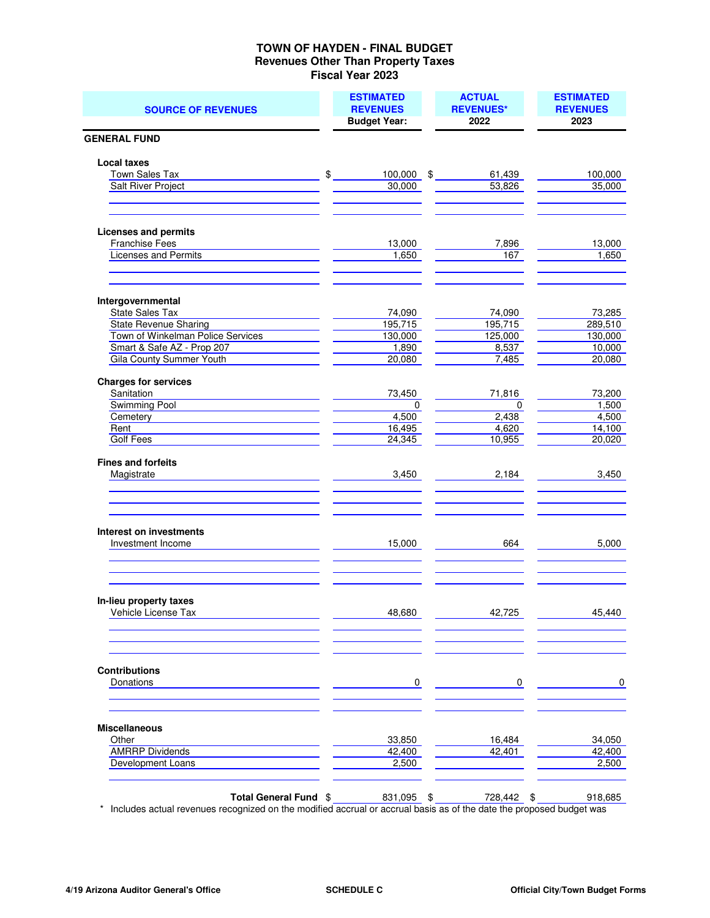# TOWN OF HAYDEN - FINAL BUDGET
## Revenues Other Than Property Taxes
## Fiscal Year 2023

| SOURCE OF REVENUES | ESTIMATED REVENUES Budget Year: | ACTUAL REVENUES* 2022 | ESTIMATED REVENUES 2023 |
|---|---|---|---|
| **GENERAL FUND** | | | |
| **Local taxes** | | | |
| Town Sales Tax | $ 100,000 | $ 61,439 | 100,000 |
| Salt River Project | 30,000 | 53,826 | 35,000 |
| **Licenses and permits** | | | |
| Franchise Fees | 13,000 | 7,896 | 13,000 |
| Licenses and Permits | 1,650 | 167 | 1,650 |
| **Intergovernmental** | | | |
| State Sales Tax | 74,090 | 74,090 | 73,285 |
| State Revenue Sharing | 195,715 | 195,715 | 289,510 |
| Town of Winkelman Police Services | 130,000 | 125,000 | 130,000 |
| Smart & Safe AZ - Prop 207 | 1,890 | 8,537 | 10,000 |
| Gila County Summer Youth | 20,080 | 7,485 | 20,080 |
| **Charges for services** | | | |
| Sanitation | 73,450 | 71,816 | 73,200 |
| Swimming Pool | 0 | 0 | 1,500 |
| Cemetery | 4,500 | 2,438 | 4,500 |
| Rent | 16,495 | 4,620 | 14,100 |
| Golf Fees | 24,345 | 10,955 | 20,020 |
| **Fines and forfeits** | | | |
| Magistrate | 3,450 | 2,184 | 3,450 |
| **Interest on investments** | | | |
| Investment Income | 15,000 | 664 | 5,000 |
| **In-lieu property taxes** | | | |
| Vehicle License Tax | 48,680 | 42,725 | 45,440 |
| **Contributions** | | | |
| Donations | 0 | 0 | 0 |
| **Miscellaneous** | | | |
| Other | 33,850 | 16,484 | 34,050 |
| AMRRP Dividends | 42,400 | 42,401 | 42,400 |
| Development Loans | 2,500 | | 2,500 |
| **Total General Fund** | $ 831,095 | $ 728,442 | $ 918,685 |

\* Includes actual revenues recognized on the modified accrual or accrual basis as of the date the proposed budget was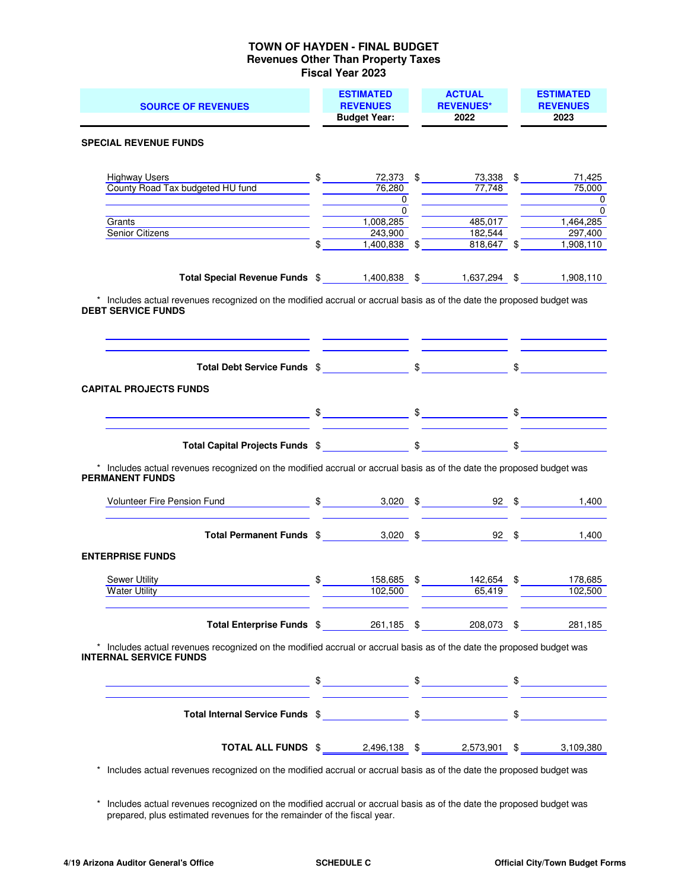# TOWN OF HAYDEN - FINAL BUDGET
## Revenues Other Than Property Taxes
## Fiscal Year 2023

| SOURCE OF REVENUES | ESTIMATED REVENUES Budget Year: | ACTUAL REVENUES* 2022 | ESTIMATED REVENUES 2023 |
|---|---|---|---|
| **SPECIAL REVENUE FUNDS** | | | |
| Highway Users | $ 72,373 | $ 73,338 | $ 71,425 |
| County Road Tax budgeted HU fund | 76,280 | 77,748 | 75,000 |
| | 0 | | 0 |
| | 0 | | 0 |
| Grants | 1,008,285 | 485,017 | 1,464,285 |
| Senior Citizens | 243,900 | 182,544 | 297,400 |
| | $ 1,400,838 | $ 818,647 | $ 1,908,110 |
| **Total Special Revenue Funds** | $ 1,400,838 | $ 1,637,294 | $ 1,908,110 |

\* Includes actual revenues recognized on the modified accrual or accrual basis as of the date the proposed budget was

| SOURCE OF REVENUES | ESTIMATED REVENUES Budget Year: | ACTUAL REVENUES* 2022 | ESTIMATED REVENUES 2023 |
|---|---|---|---|
| **DEBT SERVICE FUNDS** | | | |
| | | | |
| | | | |
| **Total Debt Service Funds** | $ | $ | $ |
| **CAPITAL PROJECTS FUNDS** | | | |
| | $ | $ | $ |
| | | | |
| **Total Capital Projects Funds** | $ | $ | $ |

\* Includes actual revenues recognized on the modified accrual or accrual basis as of the date the proposed budget was

| SOURCE OF REVENUES | ESTIMATED REVENUES Budget Year: | ACTUAL REVENUES* 2022 | ESTIMATED REVENUES 2023 |
|---|---|---|---|
| **PERMANENT FUNDS** | | | |
| Volunteer Fire Pension Fund | $ 3,020 | $ 92 | $ 1,400 |
| | | | |
| **Total Permanent Funds** | $ 3,020 | $ 92 | $ 1,400 |
| **ENTERPRISE FUNDS** | | | |
| Sewer Utility | $ 158,685 | $ 142,654 | $ 178,685 |
| Water Utility | 102,500 | 65,419 | 102,500 |
| | | | |
| **Total Enterprise Funds** | $ 261,185 | $ 208,073 | $ 281,185 |

\* Includes actual revenues recognized on the modified accrual or accrual basis as of the date the proposed budget was

| SOURCE OF REVENUES | ESTIMATED REVENUES Budget Year: | ACTUAL REVENUES* 2022 | ESTIMATED REVENUES 2023 |
|---|---|---|---|
| **INTERNAL SERVICE FUNDS** | | | |
| | $ | $ | $ |
| | | | |
| **Total Internal Service Funds** | $ | $ | $ |
| **TOTAL ALL FUNDS** | $ 2,496,138 | $ 2,573,901 | $ 3,109,380 |

\* Includes actual revenues recognized on the modified accrual or accrual basis as of the date the proposed budget was

\* Includes actual revenues recognized on the modified accrual or accrual basis as of the date the proposed budget was prepared, plus estimated revenues for the remainder of the fiscal year.

4/19 Arizona Auditor General's Office | SCHEDULE C | Official City/Town Budget Forms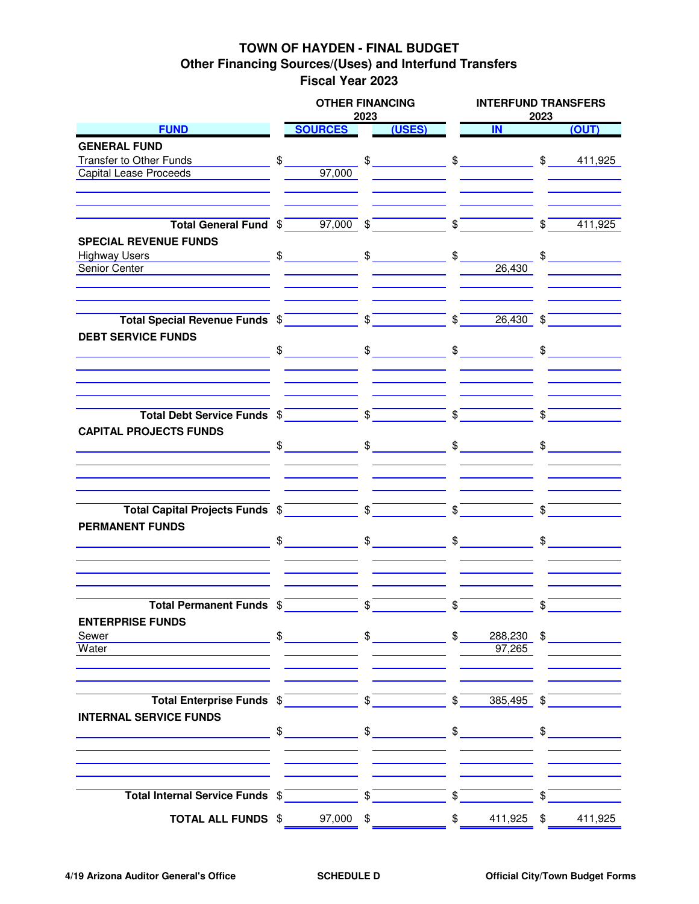# TOWN OF HAYDEN - FINAL BUDGET
## Other Financing Sources/(Uses) and Interfund Transfers
## Fiscal Year 2023

| FUND | OTHER FINANCING 2023 SOURCES | OTHER FINANCING 2023 (USES) | INTERFUND TRANSFERS 2023 IN | INTERFUND TRANSFERS 2023 (OUT) |
|---|---|---|---|---|
| **GENERAL FUND** | | | | |
| Transfer to Other Funds | $ | $ | $ | $ 411,925 |
| Capital Lease Proceeds | 97,000 | | | |
| **Total General Fund** | $ 97,000 | $ | $ | $ 411,925 |
| **SPECIAL REVENUE FUNDS** | | | | |
| Highway Users | $ | $ | $ | $ |
| Senior Center | | | 26,430 | |
| **Total Special Revenue Funds** | $ | $ | $ 26,430 | $ |
| **DEBT SERVICE FUNDS** | | | | |
| | $ | $ | $ | $ |
| **Total Debt Service Funds** | $ | $ | $ | $ |
| **CAPITAL PROJECTS FUNDS** | | | | |
| | $ | $ | $ | $ |
| **Total Capital Projects Funds** | $ | $ | $ | $ |
| **PERMANENT FUNDS** | | | | |
| | $ | $ | $ | $ |
| **Total Permanent Funds** | $ | $ | $ | $ |
| **ENTERPRISE FUNDS** | | | | |
| Sewer | $ | $ | $ 288,230 | $ |
| Water | | | 97,265 | |
| **Total Enterprise Funds** | $ | $ | $ 385,495 | $ |
| **INTERNAL SERVICE FUNDS** | | | | |
| | $ | $ | $ | $ |
| **Total Internal Service Funds** | $ | $ | $ | $ |
| **TOTAL ALL FUNDS** | $ 97,000 | $ | $ 411,925 | $ 411,925 |

4/19 Arizona Auditor General's Office — SCHEDULE D — Official City/Town Budget Forms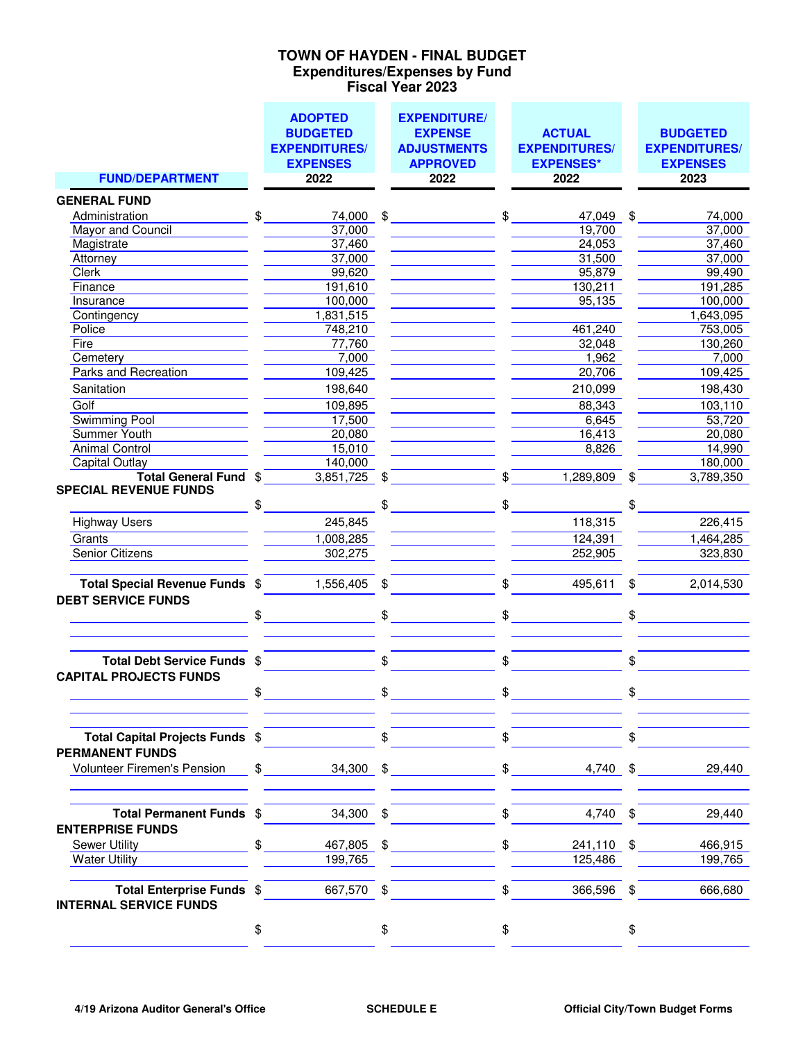# TOWN OF HAYDEN - FINAL BUDGET
## Expenditures/Expenses by Fund
## Fiscal Year 2023

| FUND/DEPARTMENT | ADOPTED BUDGETED EXPENDITURES/ EXPENSES 2022 | EXPENDITURE/ EXPENSE ADJUSTMENTS APPROVED 2022 | ACTUAL EXPENDITURES/ EXPENSES* 2022 | BUDGETED EXPENDITURES/ EXPENSES 2023 |
|---|---|---|---|---|
| **GENERAL FUND** | | | | |
| Administration | $ 74,000 | $ | $ 47,049 | $ 74,000 |
| Mayor and Council | 37,000 | | 19,700 | 37,000 |
| Magistrate | 37,460 | | 24,053 | 37,460 |
| Attorney | 37,000 | | 31,500 | 37,000 |
| Clerk | 99,620 | | 95,879 | 99,490 |
| Finance | 191,610 | | 130,211 | 191,285 |
| Insurance | 100,000 | | 95,135 | 100,000 |
| Contingency | 1,831,515 | | | 1,643,095 |
| Police | 748,210 | | 461,240 | 753,005 |
| Fire | 77,760 | | 32,048 | 130,260 |
| Cemetery | 7,000 | | 1,962 | 7,000 |
| Parks and Recreation | 109,425 | | 20,706 | 109,425 |
| Sanitation | 198,640 | | 210,099 | 198,430 |
| Golf | 109,895 | | 88,343 | 103,110 |
| Swimming Pool | 17,500 | | 6,645 | 53,720 |
| Summer Youth | 20,080 | | 16,413 | 20,080 |
| Animal Control | 15,010 | | 8,826 | 14,990 |
| Capital Outlay | 140,000 | | | 180,000 |
| **Total General Fund** | $ 3,851,725 | $ | $ 1,289,809 | $ 3,789,350 |
| **SPECIAL REVENUE FUNDS** | | | | |
| | $ | $ | $ | $ |
| Highway Users | 245,845 | | 118,315 | 226,415 |
| Grants | 1,008,285 | | 124,391 | 1,464,285 |
| Senior Citizens | 302,275 | | 252,905 | 323,830 |
| **Total Special Revenue Funds** | $ 1,556,405 | $ | $ 495,611 | $ 2,014,530 |
| **DEBT SERVICE FUNDS** | | | | |
| | $ | $ | $ | $ |
| **Total Debt Service Funds** | $ | $ | $ | $ |
| **CAPITAL PROJECTS FUNDS** | | | | |
| | $ | $ | $ | $ |
| **Total Capital Projects Funds** | $ | $ | $ | $ |
| **PERMANENT FUNDS** | | | | |
| Volunteer Firemen's Pension | $ 34,300 | $ | $ 4,740 | $ 29,440 |
| **Total Permanent Funds** | $ 34,300 | $ | $ 4,740 | $ 29,440 |
| **ENTERPRISE FUNDS** | | | | |
| Sewer Utility | $ 467,805 | $ | $ 241,110 | $ 466,915 |
| Water Utility | 199,765 | | 125,486 | 199,765 |
| **Total Enterprise Funds** | $ 667,570 | $ | $ 366,596 | $ 666,680 |
| **INTERNAL SERVICE FUNDS** | | | | |
| | $ | $ | $ | $ |

4/19 Arizona Auditor General's Office — SCHEDULE E — Official City/Town Budget Forms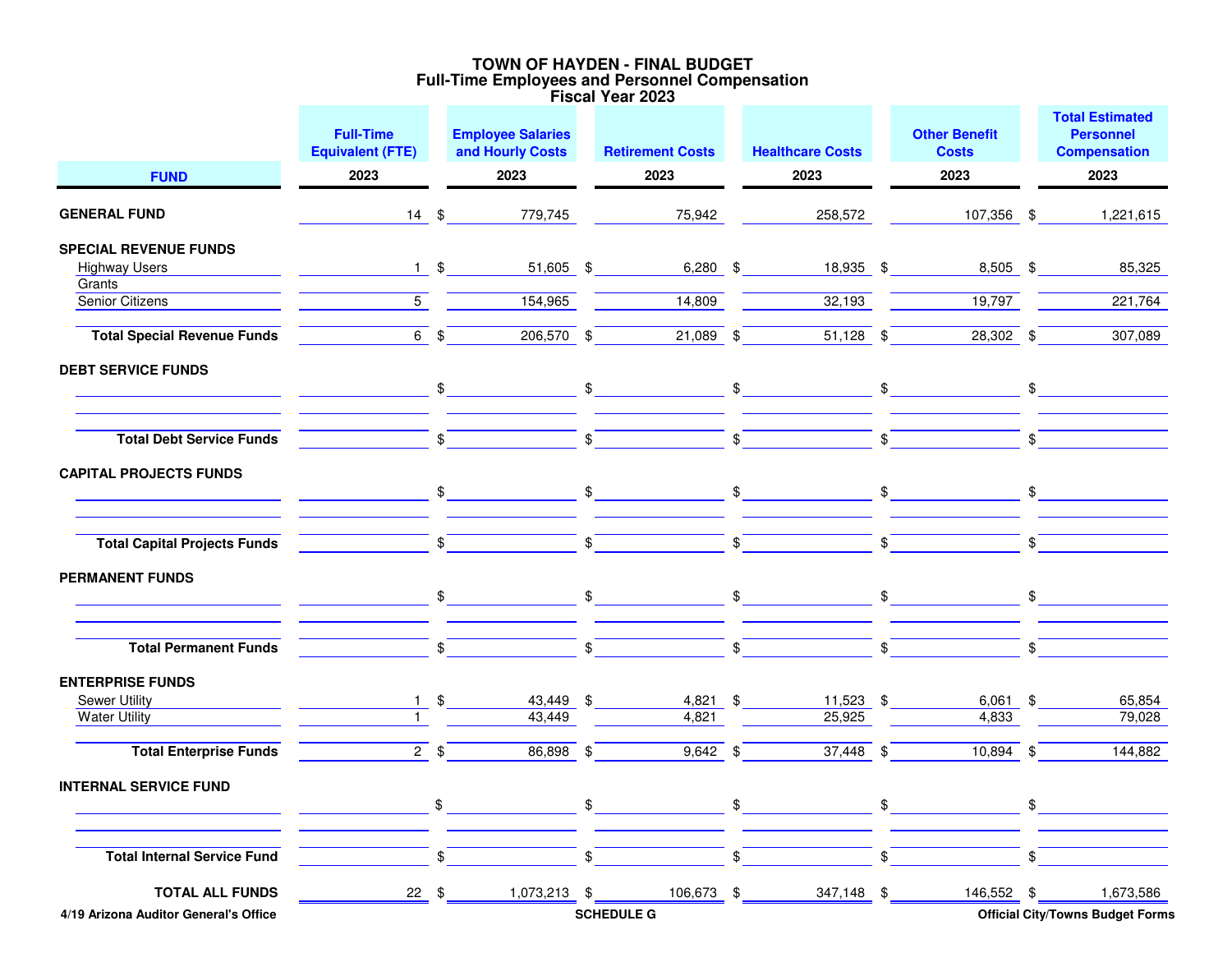# TOWN OF HAYDEN - FINAL BUDGET
## Full-Time Employees and Personnel Compensation
## Fiscal Year 2023

| FUND | Full-Time Equivalent (FTE) 2023 | Employee Salaries and Hourly Costs 2023 | Retirement Costs 2023 | Healthcare Costs 2023 | Other Benefit Costs 2023 | Total Estimated Personnel Compensation 2023 |
|---|---|---|---|---|---|---|
| **GENERAL FUND** | 14 | $ 779,745 | 75,942 | 258,572 | 107,356 | $ 1,221,615 |
| **SPECIAL REVENUE FUNDS** | | | | | | |
| Highway Users | 1 | $ 51,605 | $ 6,280 | $ 18,935 | $ 8,505 | $ 85,325 |
| Grants | | | | | | |
| Senior Citizens | 5 | 154,965 | 14,809 | 32,193 | 19,797 | 221,764 |
| **Total Special Revenue Funds** | 6 | $ 206,570 | $ 21,089 | $ 51,128 | $ 28,302 | $ 307,089 |
| **DEBT SERVICE FUNDS** | | | | | | |
| | | $ | $ | $ | $ | $ |
| **Total Debt Service Funds** | | $ | $ | $ | $ | $ |
| **CAPITAL PROJECTS FUNDS** | | | | | | |
| | | $ | $ | $ | $ | $ |
| **Total Capital Projects Funds** | | $ | $ | $ | $ | $ |
| **PERMANENT FUNDS** | | | | | | |
| | | $ | $ | $ | $ | $ |
| **Total Permanent Funds** | | $ | $ | $ | $ | $ |
| **ENTERPRISE FUNDS** | | | | | | |
| Sewer Utility | 1 | $ 43,449 | $ 4,821 | $ 11,523 | $ 6,061 | $ 65,854 |
| Water Utility | 1 | 43,449 | 4,821 | 25,925 | 4,833 | 79,028 |
| **Total Enterprise Funds** | 2 | $ 86,898 | $ 9,642 | $ 37,448 | $ 10,894 | $ 144,882 |
| **INTERNAL SERVICE FUND** | | | | | | |
| | | $ | $ | $ | $ | $ |
| **Total Internal Service Fund** | | $ | $ | $ | $ | $ |
| **TOTAL ALL FUNDS** | 22 | $ 1,073,213 | $ 106,673 | $ 347,148 | $ 146,552 | $ 1,673,586 |

4/19 Arizona Auditor General's Office — SCHEDULE G — Official City/Towns Budget Forms